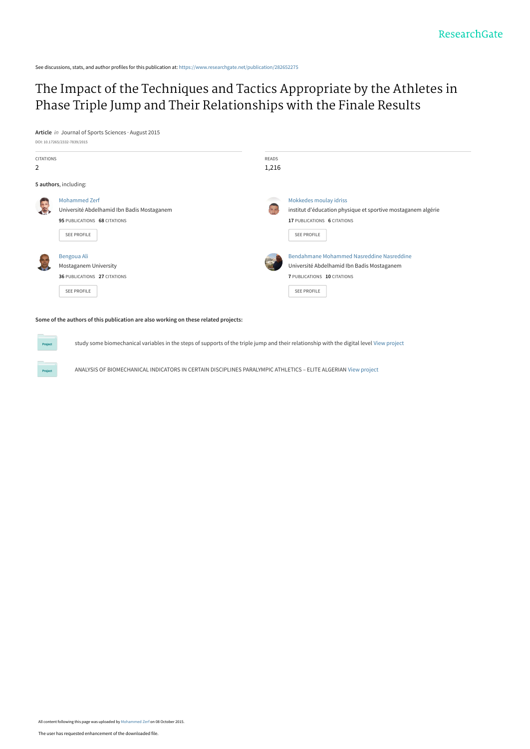See discussions, stats, and author profiles for this publication at: https://www.researchgate.net/publication/282652275

# The Impact of the Techniques and Tactics Appropriate by the Athletes in Phase Triple Jump and Their Relationships with the Finale Results

**Article** *in* Journal of Sports Sciences · August 2015

DOI: 10.17265/2332-7839/2015

| CITATIONS | READS |
|---|---|
| 2 | 1,216 |

**5 authors**, including:

**Mohammed Zerf**
Université Abdelhamid Ibn Badis Mostaganem
**95** PUBLICATIONS **68** CITATIONS
SEE PROFILE

**Mokkedes moulay idriss**
institut d'éducation physique et sportive mostaganem algérie
**17** PUBLICATIONS **6** CITATIONS
SEE PROFILE

**Bengoua Ali**
Mostaganem University
**36** PUBLICATIONS **27** CITATIONS
SEE PROFILE

**Bendahmane Mohammed Nasreddine Nasreddine**
Université Abdelhamid Ibn Badis Mostaganem
**7** PUBLICATIONS **10** CITATIONS
SEE PROFILE

**Some of the authors of this publication are also working on these related projects:**

- study some biomechanical variables in the steps of supports of the triple jump and their relationship with the digital level View project
- ANALYSIS OF BIOMECHANICAL INDICATORS IN CERTAIN DISCIPLINES PARALYMPIC ATHLETICS – ELITE ALGERIAN View project

All content following this page was uploaded by Mohammed Zerf on 08 October 2015.

The user has requested enhancement of the downloaded file.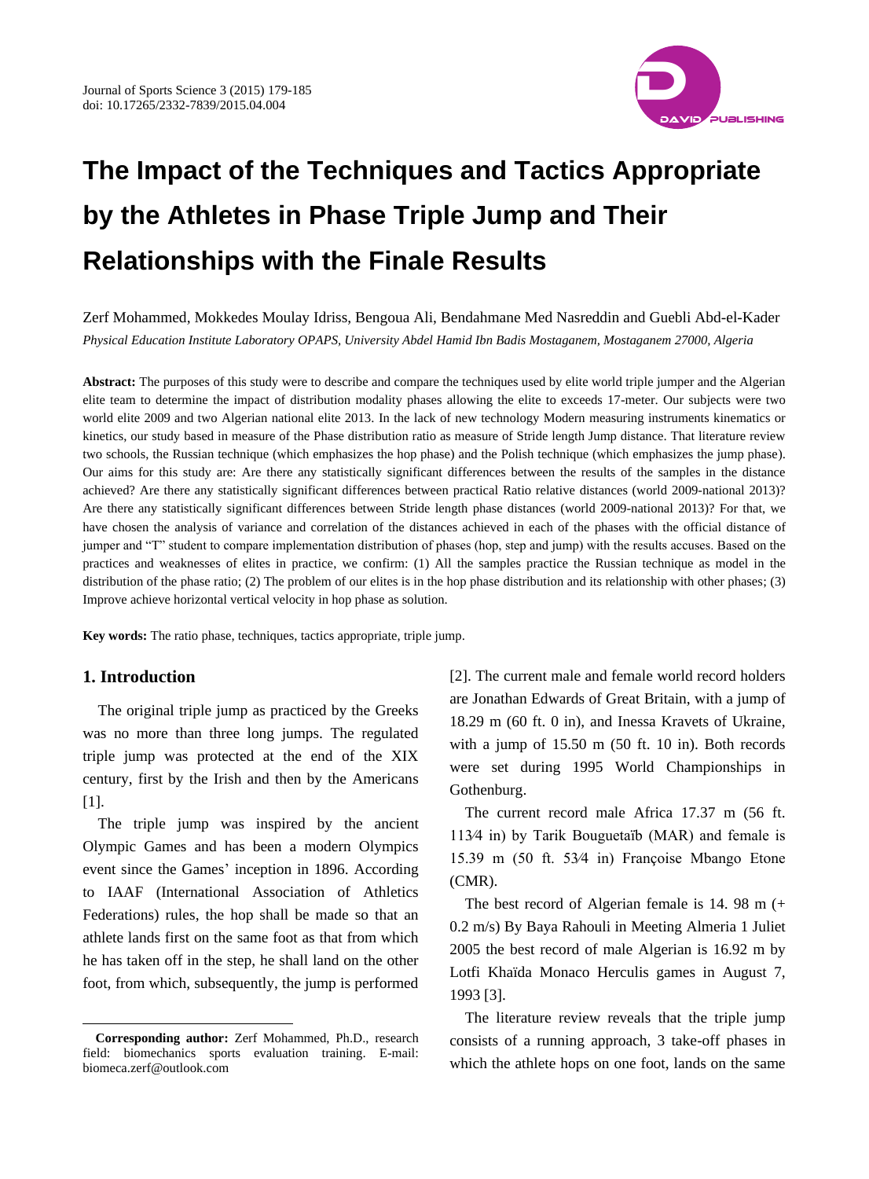# The Impact of the Techniques and Tactics Appropriate by the Athletes in Phase Triple Jump and Their Relationships with the Finale Results

Zerf Mohammed, Mokkedes Moulay Idriss, Bengoua Ali, Bendahmane Med Nasreddin and Guebli Abd-el-Kader

*Physical Education Institute Laboratory OPAPS, University Abdel Hamid Ibn Badis Mostaganem, Mostaganem 27000, Algeria*

**Abstract:** The purposes of this study were to describe and compare the techniques used by elite world triple jumper and the Algerian elite team to determine the impact of distribution modality phases allowing the elite to exceeds 17-meter. Our subjects were two world elite 2009 and two Algerian national elite 2013. In the lack of new technology Modern measuring instruments kinematics or kinetics, our study based in measure of the Phase distribution ratio as measure of Stride length Jump distance. That literature review two schools, the Russian technique (which emphasizes the hop phase) and the Polish technique (which emphasizes the jump phase). Our aims for this study are: Are there any statistically significant differences between the results of the samples in the distance achieved? Are there any statistically significant differences between practical Ratio relative distances (world 2009-national 2013)? Are there any statistically significant differences between Stride length phase distances (world 2009-national 2013)? For that, we have chosen the analysis of variance and correlation of the distances achieved in each of the phases with the official distance of jumper and "T" student to compare implementation distribution of phases (hop, step and jump) with the results accuses. Based on the practices and weaknesses of elites in practice, we confirm: (1) All the samples practice the Russian technique as model in the distribution of the phase ratio; (2) The problem of our elites is in the hop phase distribution and its relationship with other phases; (3) Improve achieve horizontal vertical velocity in hop phase as solution.

**Key words:** The ratio phase, techniques, tactics appropriate, triple jump.

## 1. Introduction

The original triple jump as practiced by the Greeks was no more than three long jumps. The regulated triple jump was protected at the end of the XIX century, first by the Irish and then by the Americans [1].

The triple jump was inspired by the ancient Olympic Games and has been a modern Olympics event since the Games' inception in 1896. According to IAAF (International Association of Athletics Federations) rules, the hop shall be made so that an athlete lands first on the same foot as that from which he has taken off in the step, he shall land on the other foot, from which, subsequently, the jump is performed [2]. The current male and female world record holders are Jonathan Edwards of Great Britain, with a jump of 18.29 m (60 ft. 0 in), and Inessa Kravets of Ukraine, with a jump of 15.50 m (50 ft. 10 in). Both records were set during 1995 World Championships in Gothenburg.

The current record male Africa 17.37 m (56 ft. 11¾ in) by Tarik Bouguetaïb (MAR) and female is 15.39 m (50 ft. 5¾ in) Françoise Mbango Etone (CMR).

The best record of Algerian female is 14. 98 m (+ 0.2 m/s) By Baya Rahouli in Meeting Almeria 1 Juliet 2005 the best record of male Algerian is 16.92 m by Lotfi Khaïda Monaco Herculis games in August 7, 1993 [3].

The literature review reveals that the triple jump consists of a running approach, 3 take-off phases in which the athlete hops on one foot, lands on the same

**Corresponding author:** Zerf Mohammed, Ph.D., research field: biomechanics sports evaluation training. E-mail: biomeca.zerf@outlook.com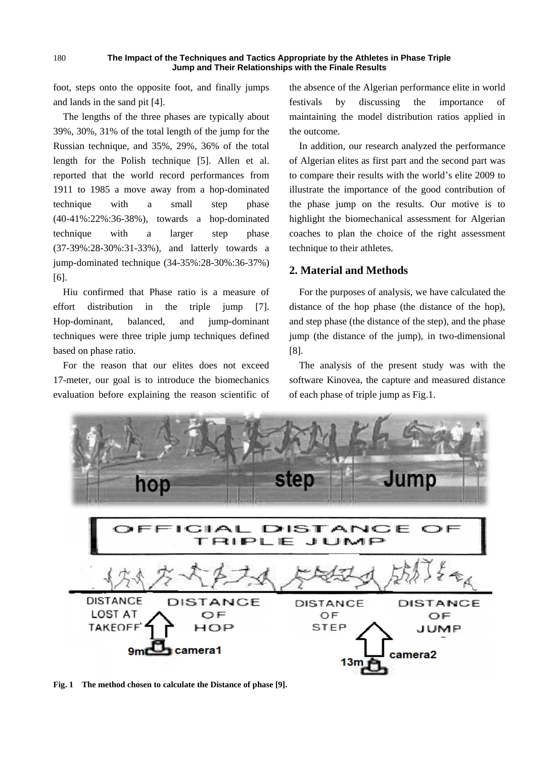foot, steps onto the opposite foot, and finally jumps and lands in the sand pit [4].

The lengths of the three phases are typically about 39%, 30%, 31% of the total length of the jump for the Russian technique, and 35%, 29%, 36% of the total length for the Polish technique [5]. Allen et al. reported that the world record performances from 1911 to 1985 a move away from a hop-dominated technique with a small step phase (40-41%:22%:36-38%), towards a hop-dominated technique with a larger step phase (37-39%:28-30%:31-33%), and latterly towards a jump-dominated technique (34-35%:28-30%:36-37%) [6].

Hiu confirmed that Phase ratio is a measure of effort distribution in the triple jump [7]. Hop-dominant, balanced, and jump-dominant techniques were three triple jump techniques defined based on phase ratio.

For the reason that our elites does not exceed 17-meter, our goal is to introduce the biomechanics evaluation before explaining the reason scientific of the absence of the Algerian performance elite in world festivals by discussing the importance of maintaining the model distribution ratios applied in the outcome.

In addition, our research analyzed the performance of Algerian elites as first part and the second part was to compare their results with the world's elite 2009 to illustrate the importance of the good contribution of the phase jump on the results. Our motive is to highlight the biomechanical assessment for Algerian coaches to plan the choice of the right assessment technique to their athletes.

## 2. Material and Methods

For the purposes of analysis, we have calculated the distance of the hop phase (the distance of the hop), and step phase (the distance of the step), and the phase jump (the distance of the jump), in two-dimensional [8].

The analysis of the present study was with the software Kinovea, the capture and measured distance of each phase of triple jump as Fig.1.

**Fig. 1 The method chosen to calculate the Distance of phase [9].**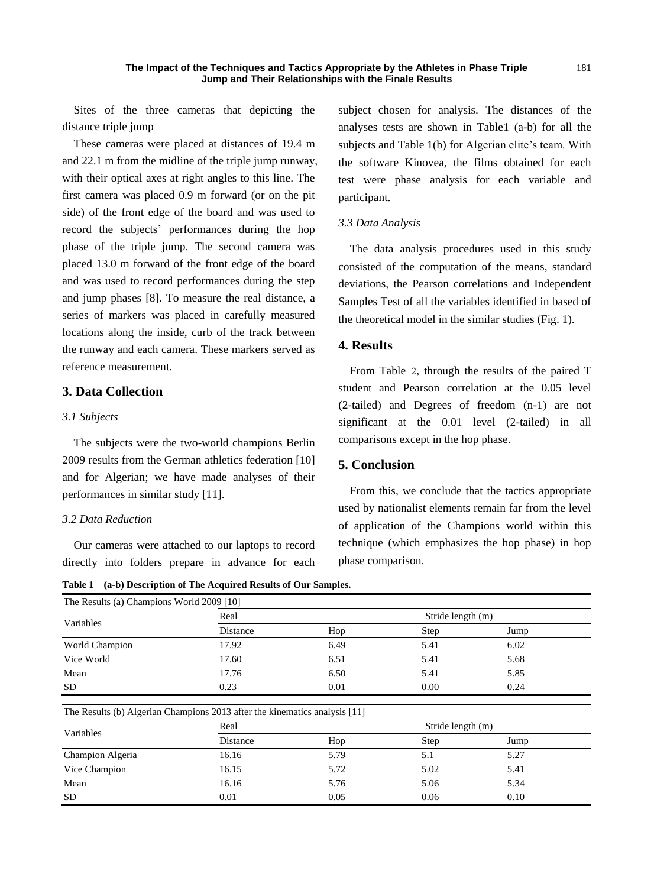Sites of the three cameras that depicting the distance triple jump

These cameras were placed at distances of 19.4 m and 22.1 m from the midline of the triple jump runway, with their optical axes at right angles to this line. The first camera was placed 0.9 m forward (or on the pit side) of the front edge of the board and was used to record the subjects' performances during the hop phase of the triple jump. The second camera was placed 13.0 m forward of the front edge of the board and was used to record performances during the step and jump phases [8]. To measure the real distance, a series of markers was placed in carefully measured locations along the inside, curb of the track between the runway and each camera. These markers served as reference measurement.

## 3. Data Collection

### *3.1 Subjects*

The subjects were the two-world champions Berlin 2009 results from the German athletics federation [10] and for Algerian; we have made analyses of their performances in similar study [11].

### *3.2 Data Reduction*

Our cameras were attached to our laptops to record directly into folders prepare in advance for each subject chosen for analysis. The distances of the analyses tests are shown in Table1 (a-b) for all the subjects and Table 1(b) for Algerian elite's team. With the software Kinovea, the films obtained for each test were phase analysis for each variable and participant.

### *3.3 Data Analysis*

The data analysis procedures used in this study consisted of the computation of the means, standard deviations, the Pearson correlations and Independent Samples Test of all the variables identified in based of the theoretical model in the similar studies (Fig. 1).

## 4. Results

From Table 2, through the results of the paired T student and Pearson correlation at the 0.05 level (2-tailed) and Degrees of freedom (n-1) are not significant at the 0.01 level (2-tailed) in all comparisons except in the hop phase.

## 5. Conclusion

From this, we conclude that the tactics appropriate used by nationalist elements remain far from the level of application of the Champions world within this technique (which emphasizes the hop phase) in hop phase comparison.

**Table 1 (a-b) Description of The Acquired Results of Our Samples.**

| The Results (a) Champions World 2009 [10] | | | | |
|---|---|---|---|---|
| Variables | Real | Stride length (m) | | |
| | Distance | Hop | Step | Jump |
| World Champion | 17.92 | 6.49 | 5.41 | 6.02 |
| Vice World | 17.60 | 6.51 | 5.41 | 5.68 |
| Mean | 17.76 | 6.50 | 5.41 | 5.85 |
| SD | 0.23 | 0.01 | 0.00 | 0.24 |

| The Results (b) Algerian Champions 2013 after the kinematics analysis [11] | | | | |
|---|---|---|---|---|
| Variables | Real | Stride length (m) | | |
| | Distance | Hop | Step | Jump |
| Champion Algeria | 16.16 | 5.79 | 5.1 | 5.27 |
| Vice Champion | 16.15 | 5.72 | 5.02 | 5.41 |
| Mean | 16.16 | 5.76 | 5.06 | 5.34 |
| SD | 0.01 | 0.05 | 0.06 | 0.10 |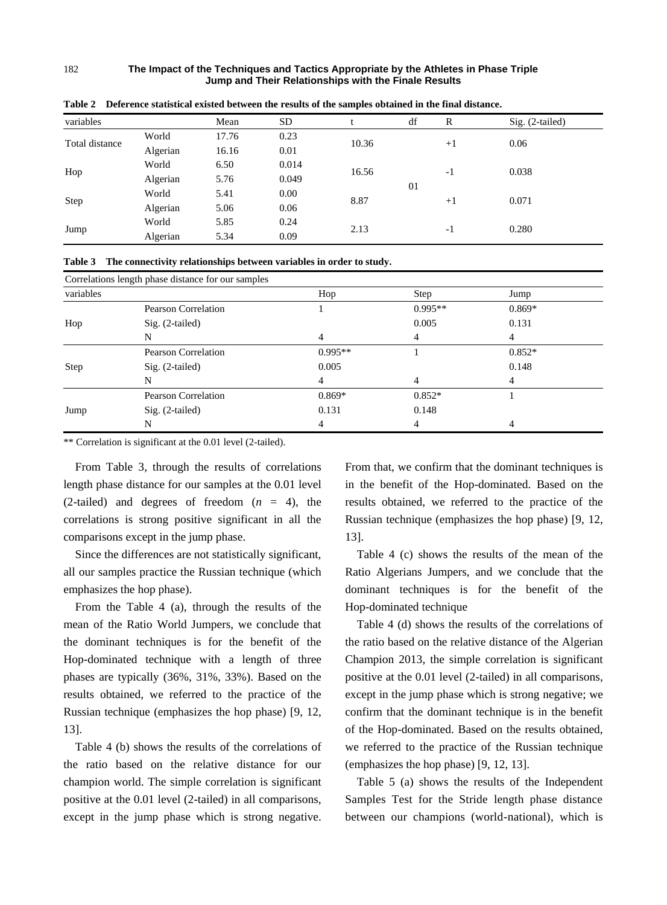**Table 2 Deference statistical existed between the results of the samples obtained in the final distance.**

| variables | | Mean | SD | t | df | R | Sig. (2-tailed) |
|---|---|---|---|---|---|---|---|
| Total distance | World | 17.76 | 0.23 | 10.36 | | +1 | 0.06 |
| | Algerian | 16.16 | 0.01 | | | | |
| Hop | World | 6.50 | 0.014 | 16.56 | | -1 | 0.038 |
| | Algerian | 5.76 | 0.049 | | 01 | | |
| Step | World | 5.41 | 0.00 | 8.87 | | +1 | 0.071 |
| | Algerian | 5.06 | 0.06 | | | | |
| Jump | World | 5.85 | 0.24 | 2.13 | | -1 | 0.280 |
| | Algerian | 5.34 | 0.09 | | | | |

**Table 3 The connectivity relationships between variables in order to study.**

| Correlations length phase distance for our samples | | | | |
|---|---|---|---|---|
| variables | | Hop | Step | Jump |
| Hop | Pearson Correlation | 1 | 0.995** | 0.869* |
| | Sig. (2-tailed) | | 0.005 | 0.131 |
| | N | 4 | 4 | 4 |
| Step | Pearson Correlation | 0.995** | 1 | 0.852* |
| | Sig. (2-tailed) | 0.005 | | 0.148 |
| | N | 4 | 4 | 4 |
| Jump | Pearson Correlation | 0.869* | 0.852* | 1 |
| | Sig. (2-tailed) | 0.131 | 0.148 | |
| | N | 4 | 4 | 4 |

** Correlation is significant at the 0.01 level (2-tailed).

From Table 3, through the results of correlations length phase distance for our samples at the 0.01 level (2-tailed) and degrees of freedom ($n$ = 4), the correlations is strong positive significant in all the comparisons except in the jump phase.

Since the differences are not statistically significant, all our samples practice the Russian technique (which emphasizes the hop phase).

From the Table 4 (a), through the results of the mean of the Ratio World Jumpers, we conclude that the dominant techniques is for the benefit of the Hop-dominated technique with a length of three phases are typically (36%, 31%, 33%). Based on the results obtained, we referred to the practice of the Russian technique (emphasizes the hop phase) [9, 12, 13].

Table 4 (b) shows the results of the correlations of the ratio based on the relative distance for our champion world. The simple correlation is significant positive at the 0.01 level (2-tailed) in all comparisons, except in the jump phase which is strong negative. From that, we confirm that the dominant techniques is in the benefit of the Hop-dominated. Based on the results obtained, we referred to the practice of the Russian technique (emphasizes the hop phase) [9, 12, 13].

Table 4 (c) shows the results of the mean of the Ratio Algerians Jumpers, and we conclude that the dominant techniques is for the benefit of the Hop-dominated technique

Table 4 (d) shows the results of the correlations of the ratio based on the relative distance of the Algerian Champion 2013, the simple correlation is significant positive at the 0.01 level (2-tailed) in all comparisons, except in the jump phase which is strong negative; we confirm that the dominant technique is in the benefit of the Hop-dominated. Based on the results obtained, we referred to the practice of the Russian technique (emphasizes the hop phase) [9, 12, 13].

Table 5 (a) shows the results of the Independent Samples Test for the Stride length phase distance between our champions (world-national), which is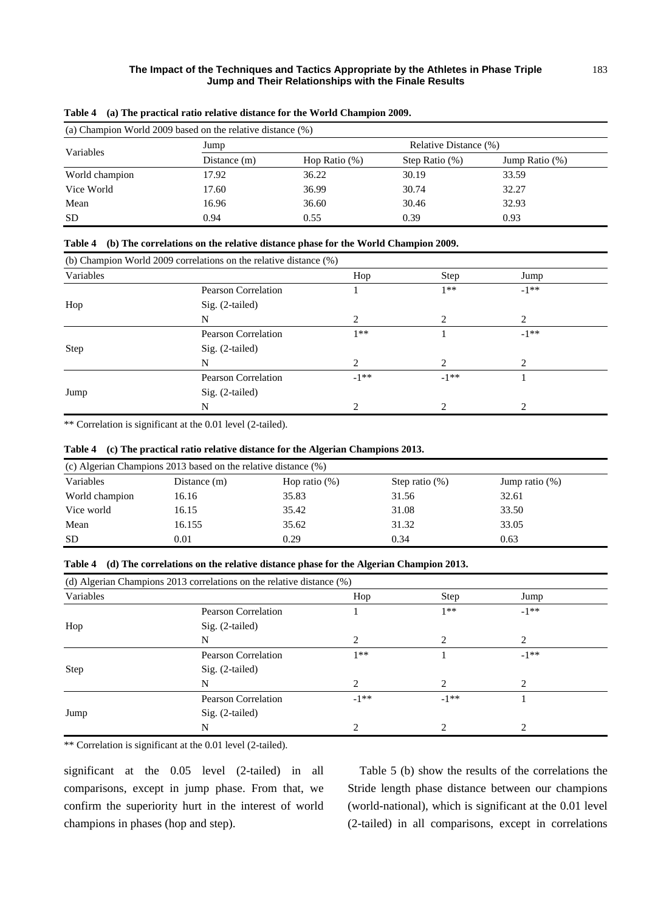**Table 4 (a) The practical ratio relative distance for the World Champion 2009.**

| (a) Champion World 2009 based on the relative distance (%) | | | | |
|---|---|---|---|---|
| Variables | Jump | Relative Distance (%) | | |
| | Distance (m) | Hop Ratio (%) | Step Ratio (%) | Jump Ratio (%) |
| World champion | 17.92 | 36.22 | 30.19 | 33.59 |
| Vice World | 17.60 | 36.99 | 30.74 | 32.27 |
| Mean | 16.96 | 36.60 | 30.46 | 32.93 |
| SD | 0.94 | 0.55 | 0.39 | 0.93 |

**Table 4 (b) The correlations on the relative distance phase for the World Champion 2009.**

| (b) Champion World 2009 correlations on the relative distance (%) | | | | |
|---|---|---|---|---|
| Variables | | Hop | Step | Jump |
| Hop | Pearson Correlation | 1 | 1** | -1** |
| | Sig. (2-tailed) | | | |
| | N | 2 | 2 | 2 |
| Step | Pearson Correlation | 1** | 1 | -1** |
| | Sig. (2-tailed) | | | |
| | N | 2 | 2 | 2 |
| Jump | Pearson Correlation | -1** | -1** | 1 |
| | Sig. (2-tailed) | | | |
| | N | 2 | 2 | 2 |

** Correlation is significant at the 0.01 level (2-tailed).

**Table 4 (c) The practical ratio relative distance for the Algerian Champions 2013.**

| (c) Algerian Champions 2013 based on the relative distance (%) | | | | |
|---|---|---|---|---|
| Variables | Distance (m) | Hop ratio (%) | Step ratio (%) | Jump ratio (%) |
| World champion | 16.16 | 35.83 | 31.56 | 32.61 |
| Vice world | 16.15 | 35.42 | 31.08 | 33.50 |
| Mean | 16.155 | 35.62 | 31.32 | 33.05 |
| SD | 0.01 | 0.29 | 0.34 | 0.63 |

**Table 4 (d) The correlations on the relative distance phase for the Algerian Champion 2013.**

| (d) Algerian Champions 2013 correlations on the relative distance (%) | | | | |
|---|---|---|---|---|
| Variables | | Hop | Step | Jump |
| Hop | Pearson Correlation | 1 | 1** | -1** |
| | Sig. (2-tailed) | | | |
| | N | 2 | 2 | 2 |
| Step | Pearson Correlation | 1** | 1 | -1** |
| | Sig. (2-tailed) | | | |
| | N | 2 | 2 | 2 |
| Jump | Pearson Correlation | -1** | -1** | 1 |
| | Sig. (2-tailed) | | | |
| | N | 2 | 2 | 2 |

** Correlation is significant at the 0.01 level (2-tailed).

significant at the 0.05 level (2-tailed) in all comparisons, except in jump phase. From that, we confirm the superiority hurt in the interest of world champions in phases (hop and step).

Table 5 (b) show the results of the correlations the Stride length phase distance between our champions (world-national), which is significant at the 0.01 level (2-tailed) in all comparisons, except in correlations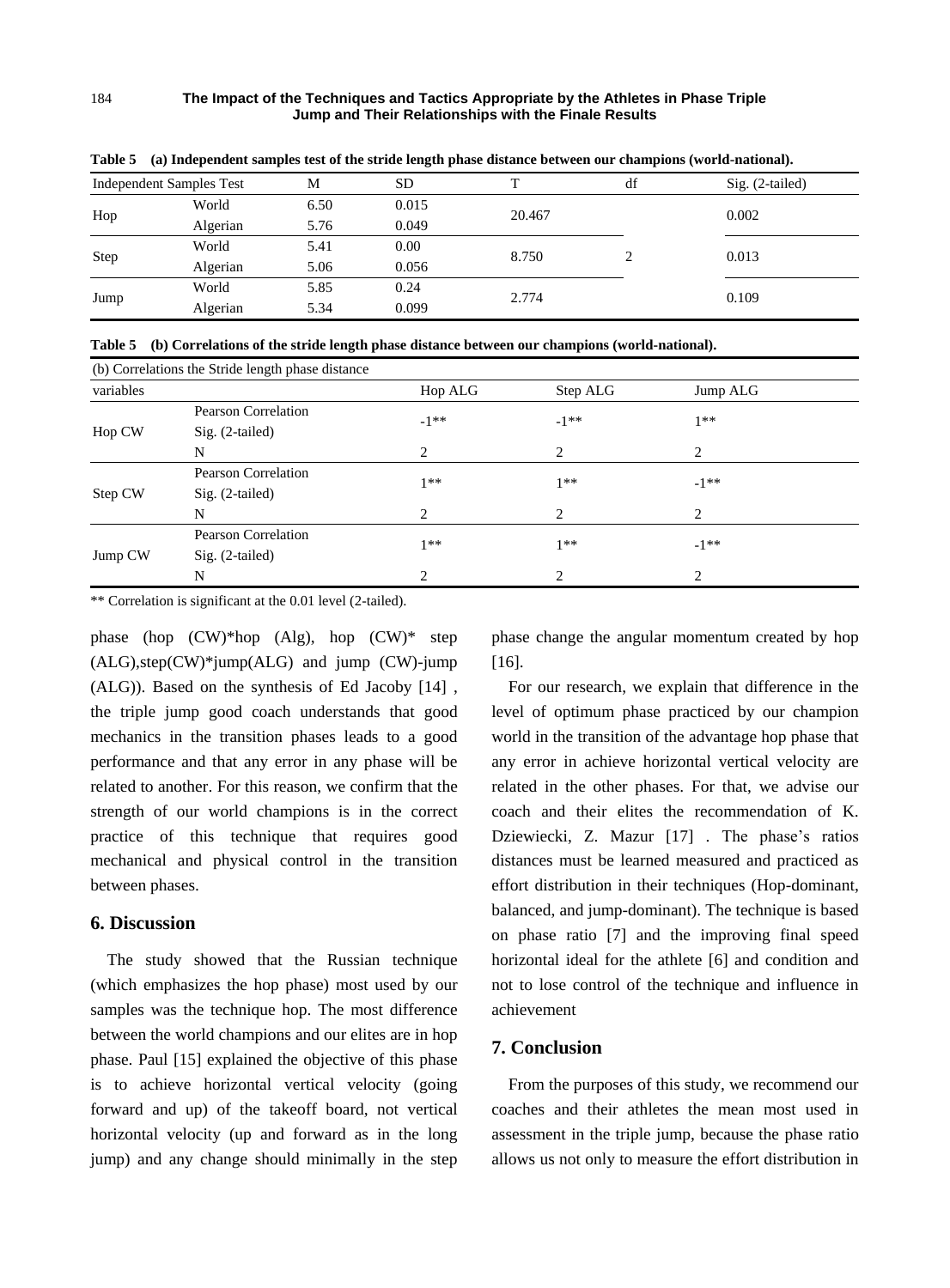**Table 5 (a) Independent samples test of the stride length phase distance between our champions (world-national).**

| Independent Samples Test | | M | SD | T | df | Sig. (2-tailed) |
|---|---|---|---|---|---|---|
| Hop | World | 6.50 | 0.015 | 20.467 | 2 | 0.002 |
| | Algerian | 5.76 | 0.049 | | | |
| Step | World | 5.41 | 0.00 | 8.750 | | 0.013 |
| | Algerian | 5.06 | 0.056 | | | |
| Jump | World | 5.85 | 0.24 | 2.774 | | 0.109 |
| | Algerian | 5.34 | 0.099 | | | |

**Table 5 (b) Correlations of the stride length phase distance between our champions (world-national).**

| (b) Correlations the Stride length phase distance | | | | |
|---|---|---|---|---|
| variables | | Hop ALG | Step ALG | Jump ALG |
| Hop CW | Pearson Correlation<br>Sig. (2-tailed) | -1** | -1** | 1** |
| | N | 2 | 2 | 2 |
| Step CW | Pearson Correlation<br>Sig. (2-tailed) | 1** | 1** | -1** |
| | N | 2 | 2 | 2 |
| Jump CW | Pearson Correlation<br>Sig. (2-tailed) | 1** | 1** | -1** |
| | N | 2 | 2 | 2 |

** Correlation is significant at the 0.01 level (2-tailed).

phase (hop (CW)*hop (Alg), hop (CW)* step (ALG),step(CW)*jump(ALG) and jump (CW)-jump (ALG)). Based on the synthesis of Ed Jacoby [14] , the triple jump good coach understands that good mechanics in the transition phases leads to a good performance and that any error in any phase will be related to another. For this reason, we confirm that the strength of our world champions is in the correct practice of this technique that requires good mechanical and physical control in the transition between phases.

## 6. Discussion

The study showed that the Russian technique (which emphasizes the hop phase) most used by our samples was the technique hop. The most difference between the world champions and our elites are in hop phase. Paul [15] explained the objective of this phase is to achieve horizontal vertical velocity (going forward and up) of the takeoff board, not vertical horizontal velocity (up and forward as in the long jump) and any change should minimally in the step phase change the angular momentum created by hop [16].

For our research, we explain that difference in the level of optimum phase practiced by our champion world in the transition of the advantage hop phase that any error in achieve horizontal vertical velocity are related in the other phases. For that, we advise our coach and their elites the recommendation of K. Dziewiecki, Z. Mazur [17] . The phase's ratios distances must be learned measured and practiced as effort distribution in their techniques (Hop-dominant, balanced, and jump-dominant). The technique is based on phase ratio [7] and the improving final speed horizontal ideal for the athlete [6] and condition and not to lose control of the technique and influence in achievement

## 7. Conclusion

From the purposes of this study, we recommend our coaches and their athletes the mean most used in assessment in the triple jump, because the phase ratio allows us not only to measure the effort distribution in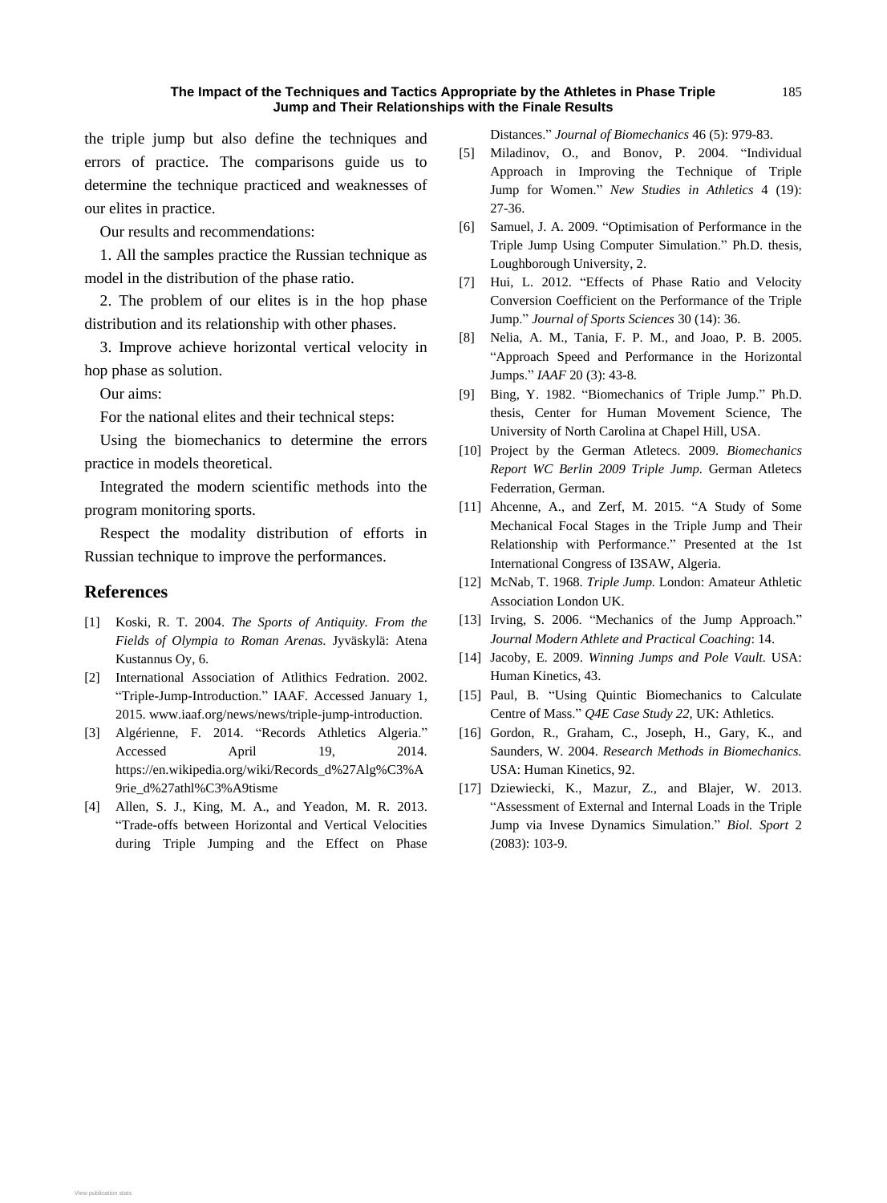the triple jump but also define the techniques and errors of practice. The comparisons guide us to determine the technique practiced and weaknesses of our elites in practice.

Our results and recommendations:

1. All the samples practice the Russian technique as model in the distribution of the phase ratio.

2. The problem of our elites is in the hop phase distribution and its relationship with other phases.

3. Improve achieve horizontal vertical velocity in hop phase as solution.

Our aims:

For the national elites and their technical steps:

Using the biomechanics to determine the errors practice in models theoretical.

Integrated the modern scientific methods into the program monitoring sports.

Respect the modality distribution of efforts in Russian technique to improve the performances.

## References

[1] Koski, R. T. 2004. *The Sports of Antiquity. From the Fields of Olympia to Roman Arenas.* Jyväskylä: Atena Kustannus Oy, 6.

[2] International Association of Atlithics Fedration. 2002. "Triple-Jump-Introduction." IAAF. Accessed January 1, 2015. www.iaaf.org/news/news/triple-jump-introduction.

[3] Algérienne, F. 2014. "Records Athletics Algeria." Accessed April 19, 2014. https://en.wikipedia.org/wiki/Records_d%27Alg%C3%A9rie_d%27athl%C3%A9tisme

[4] Allen, S. J., King, M. A., and Yeadon, M. R. 2013. "Trade-offs between Horizontal and Vertical Velocities during Triple Jumping and the Effect on Phase Distances." *Journal of Biomechanics* 46 (5): 979-83.

[5] Miladinov, O., and Bonov, P. 2004. "Individual Approach in Improving the Technique of Triple Jump for Women." *New Studies in Athletics* 4 (19): 27-36.

[6] Samuel, J. A. 2009. "Optimisation of Performance in the Triple Jump Using Computer Simulation." Ph.D. thesis, Loughborough University, 2.

[7] Hui, L. 2012. "Effects of Phase Ratio and Velocity Conversion Coefficient on the Performance of the Triple Jump." *Journal of Sports Sciences* 30 (14): 36.

[8] Nelia, A. M., Tania, F. P. M., and Joao, P. B. 2005. "Approach Speed and Performance in the Horizontal Jumps." *IAAF* 20 (3): 43-8.

[9] Bing, Y. 1982. "Biomechanics of Triple Jump." Ph.D. thesis, Center for Human Movement Science, The University of North Carolina at Chapel Hill, USA.

[10] Project by the German Atletecs. 2009. *Biomechanics Report WC Berlin 2009 Triple Jump.* German Atletecs Federration, German.

[11] Ahcenne, A., and Zerf, M. 2015. "A Study of Some Mechanical Focal Stages in the Triple Jump and Their Relationship with Performance." Presented at the 1st International Congress of I3SAW, Algeria.

[12] McNab, T. 1968. *Triple Jump.* London: Amateur Athletic Association London UK.

[13] Irving, S. 2006. "Mechanics of the Jump Approach." *Journal Modern Athlete and Practical Coaching*: 14.

[14] Jacoby, E. 2009. *Winning Jumps and Pole Vault.* USA: Human Kinetics, 43.

[15] Paul, B. "Using Quintic Biomechanics to Calculate Centre of Mass." *Q4E Case Study 22,* UK: Athletics.

[16] Gordon, R., Graham, C., Joseph, H., Gary, K., and Saunders, W. 2004. *Research Methods in Biomechanics.* USA: Human Kinetics, 92.

[17] Dziewiecki, K., Mazur, Z., and Blajer, W. 2013. "Assessment of External and Internal Loads in the Triple Jump via Invese Dynamics Simulation." *Biol. Sport* 2 (2083): 103-9.